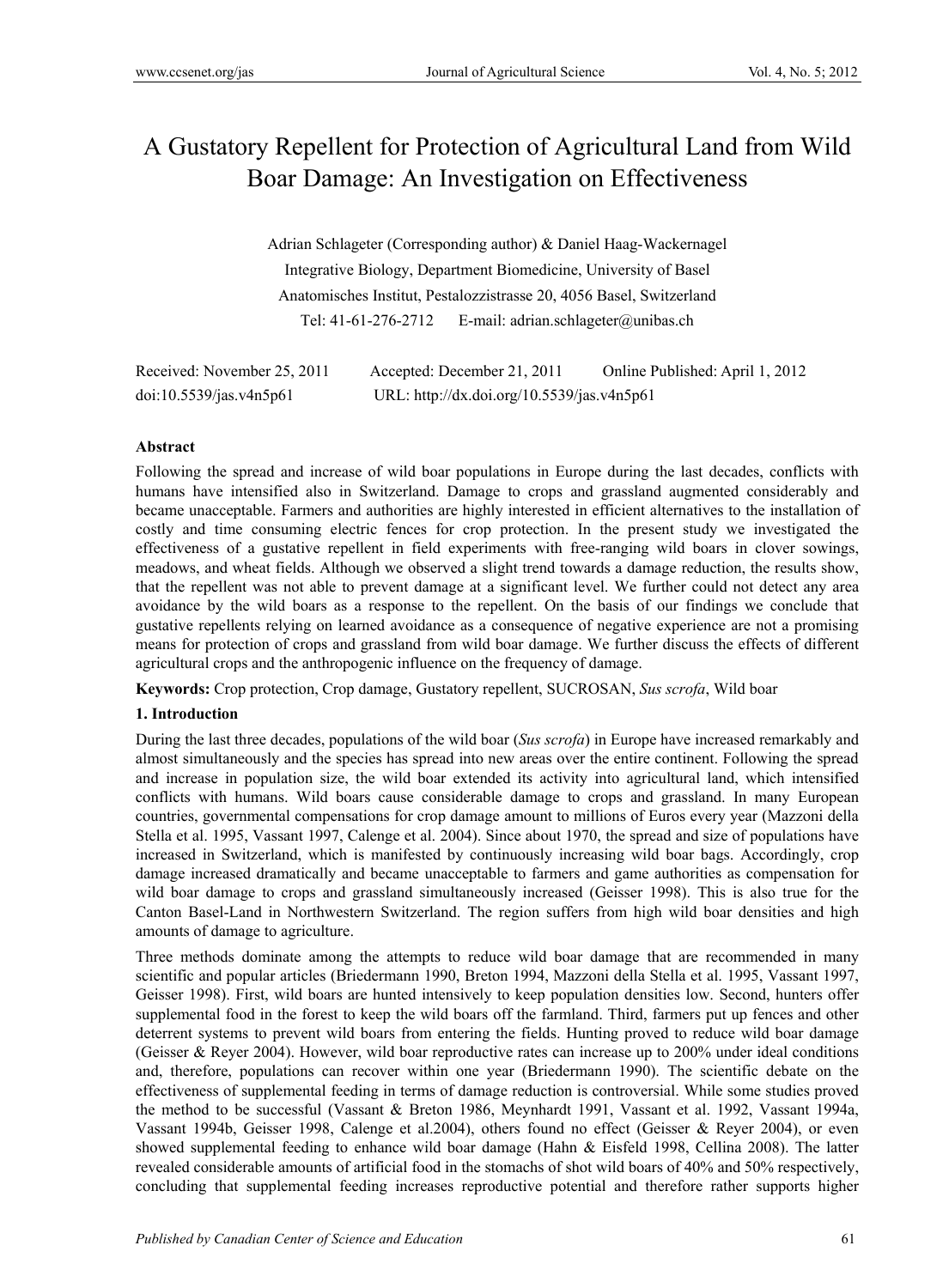# A Gustatory Repellent for Protection of Agricultural Land from Wild Boar Damage: An Investigation on Effectiveness

Adrian Schlageter (Corresponding author) & Daniel Haag-Wackernagel

Integrative Biology, Department Biomedicine, University of Basel

Anatomisches Institut, Pestalozzistrasse 20, 4056 Basel, Switzerland

Tel: 41-61-276-2712 E-mail: adrian.schlageter@unibas.ch

Received: November 25, 2011 Accepted: December 21, 2011 Online Published: April 1, 2012

doi:10.5539/jas.v4n5p61 URL: http://dx.doi.org/10.5539/jas.v4n5p61

## Abstract

Following the spread and increase of wild boar populations in Europe during the last decades, conflicts with humans have intensified also in Switzerland. Damage to crops and grassland augmented considerably and became unacceptable. Farmers and authorities are highly interested in efficient alternatives to the installation of costly and time consuming electric fences for crop protection. In the present study we investigated the effectiveness of a gustative repellent in field experiments with free-ranging wild boars in clover sowings, meadows, and wheat fields. Although we observed a slight trend towards a damage reduction, the results show, that the repellent was not able to prevent damage at a significant level. We further could not detect any area avoidance by the wild boars as a response to the repellent. On the basis of our findings we conclude that gustative repellents relying on learned avoidance as a consequence of negative experience are not a promising means for protection of crops and grassland from wild boar damage. We further discuss the effects of different agricultural crops and the anthropogenic influence on the frequency of damage.

**Keywords:** Crop protection, Crop damage, Gustatory repellent, SUCROSAN, *Sus scrofa*, Wild boar

## 1. Introduction

During the last three decades, populations of the wild boar (*Sus scrofa*) in Europe have increased remarkably and almost simultaneously and the species has spread into new areas over the entire continent. Following the spread and increase in population size, the wild boar extended its activity into agricultural land, which intensified conflicts with humans. Wild boars cause considerable damage to crops and grassland. In many European countries, governmental compensations for crop damage amount to millions of Euros every year (Mazzoni della Stella et al. 1995, Vassant 1997, Calenge et al. 2004). Since about 1970, the spread and size of populations have increased in Switzerland, which is manifested by continuously increasing wild boar bags. Accordingly, crop damage increased dramatically and became unacceptable to farmers and game authorities as compensation for wild boar damage to crops and grassland simultaneously increased (Geisser 1998). This is also true for the Canton Basel-Land in Northwestern Switzerland. The region suffers from high wild boar densities and high amounts of damage to agriculture.

Three methods dominate among the attempts to reduce wild boar damage that are recommended in many scientific and popular articles (Briedermann 1990, Breton 1994, Mazzoni della Stella et al. 1995, Vassant 1997, Geisser 1998). First, wild boars are hunted intensively to keep population densities low. Second, hunters offer supplemental food in the forest to keep the wild boars off the farmland. Third, farmers put up fences and other deterrent systems to prevent wild boars from entering the fields. Hunting proved to reduce wild boar damage (Geisser & Reyer 2004). However, wild boar reproductive rates can increase up to 200% under ideal conditions and, therefore, populations can recover within one year (Briedermann 1990). The scientific debate on the effectiveness of supplemental feeding in terms of damage reduction is controversial. While some studies proved the method to be successful (Vassant & Breton 1986, Meynhardt 1991, Vassant et al. 1992, Vassant 1994a, Vassant 1994b, Geisser 1998, Calenge et al.2004), others found no effect (Geisser & Reyer 2004), or even showed supplemental feeding to enhance wild boar damage (Hahn & Eisfeld 1998, Cellina 2008). The latter revealed considerable amounts of artificial food in the stomachs of shot wild boars of 40% and 50% respectively, concluding that supplemental feeding increases reproductive potential and therefore rather supports higher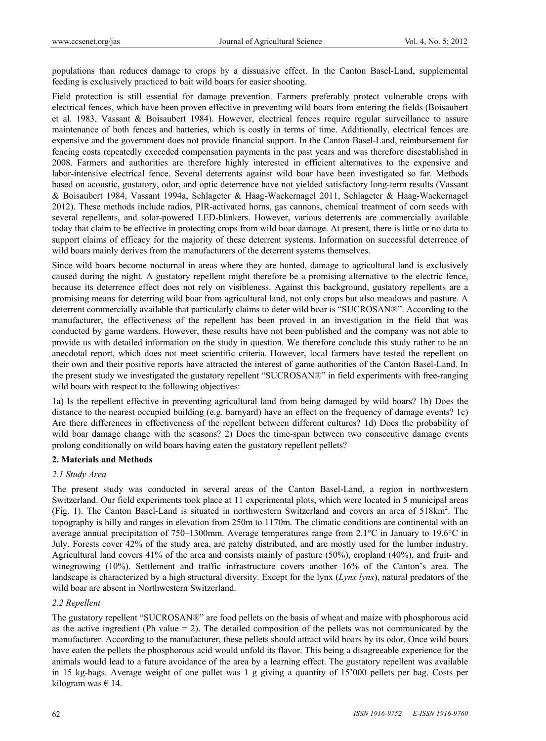populations than reduces damage to crops by a dissuasive effect. In the Canton Basel-Land, supplemental feeding is exclusively practiced to bait wild boars for easier shooting.

Field protection is still essential for damage prevention. Farmers preferably protect vulnerable crops with electrical fences, which have been proven effective in preventing wild boars from entering the fields (Boisaubert et al. 1983, Vassant & Boisaubert 1984). However, electrical fences require regular surveillance to assure maintenance of both fences and batteries, which is costly in terms of time. Additionally, electrical fences are expensive and the government does not provide financial support. In the Canton Basel-Land, reimbursement for fencing costs repeatedly exceeded compensation payments in the past years and was therefore disestablished in 2008. Farmers and authorities are therefore highly interested in efficient alternatives to the expensive and labor-intensive electrical fence. Several deterrents against wild boar have been investigated so far. Methods based on acoustic, gustatory, odor, and optic deterrence have not yielded satisfactory long-term results (Vassant & Boisaubert 1984, Vassant 1994a, Schlageter & Haag-Wackernagel 2011, Schlageter & Haag-Wackernagel 2012). These methods include radios, PIR-activated horns, gas cannons, chemical treatment of corn seeds with several repellents, and solar-powered LED-blinkers. However, various deterrents are commercially available today that claim to be effective in protecting crops from wild boar damage. At present, there is little or no data to support claims of efficacy for the majority of these deterrent systems. Information on successful deterrence of wild boars mainly derives from the manufacturers of the deterrent systems themselves.

Since wild boars become nocturnal in areas where they are hunted, damage to agricultural land is exclusively caused during the night. A gustatory repellent might therefore be a promising alternative to the electric fence, because its deterrence effect does not rely on visibleness. Against this background, gustatory repellents are a promising means for deterring wild boar from agricultural land, not only crops but also meadows and pasture. A deterrent commercially available that particularly claims to deter wild boar is "SUCROSAN®". According to the manufacturer, the effectiveness of the repellent has been proved in an investigation in the field that was conducted by game wardens. However, these results have not been published and the company was not able to provide us with detailed information on the study in question. We therefore conclude this study rather to be an anecdotal report, which does not meet scientific criteria. However, local farmers have tested the repellent on their own and their positive reports have attracted the interest of game authorities of the Canton Basel-Land. In the present study we investigated the gustatory repellent "SUCROSAN®" in field experiments with free-ranging wild boars with respect to the following objectives:

1a) Is the repellent effective in preventing agricultural land from being damaged by wild boars? 1b) Does the distance to the nearest occupied building (e.g. barnyard) have an effect on the frequency of damage events? 1c) Are there differences in effectiveness of the repellent between different cultures? 1d) Does the probability of wild boar damage change with the seasons? 2) Does the time-span between two consecutive damage events prolong conditionally on wild boars having eaten the gustatory repellent pellets?

## 2. Materials and Methods

### *2.1 Study Area*

The present study was conducted in several areas of the Canton Basel-Land, a region in northwestern Switzerland. Our field experiments took place at 11 experimental plots, which were located in 5 municipal areas (Fig. 1). The Canton Basel-Land is situated in northwestern Switzerland and covers an area of 518km$^2$. The topography is hilly and ranges in elevation from 250m to 1170m. The climatic conditions are continental with an average annual precipitation of 750–1300mm. Average temperatures range from 2.1°C in January to 19.6°C in July. Forests cover 42% of the study area, are patchy distributed, and are mostly used for the lumber industry. Agricultural land covers 41% of the area and consists mainly of pasture (50%), cropland (40%), and fruit- and winegrowing (10%). Settlement and traffic infrastructure covers another 16% of the Canton's area. The landscape is characterized by a high structural diversity. Except for the lynx (*Lynx lynx*), natural predators of the wild boar are absent in Northwestern Switzerland.

### *2.2 Repellent*

The gustatory repellent "SUCROSAN®" are food pellets on the basis of wheat and maize with phosphorous acid as the active ingredient (Ph value = 2). The detailed composition of the pellets was not communicated by the manufacturer. According to the manufacturer, these pellets should attract wild boars by its odor. Once wild boars have eaten the pellets the phosphorous acid would unfold its flavor. This being a disagreeable experience for the animals would lead to a future avoidance of the area by a learning effect. The gustatory repellent was available in 15 kg-bags. Average weight of one pallet was 1 g giving a quantity of 15'000 pellets per bag. Costs per kilogram was € 14.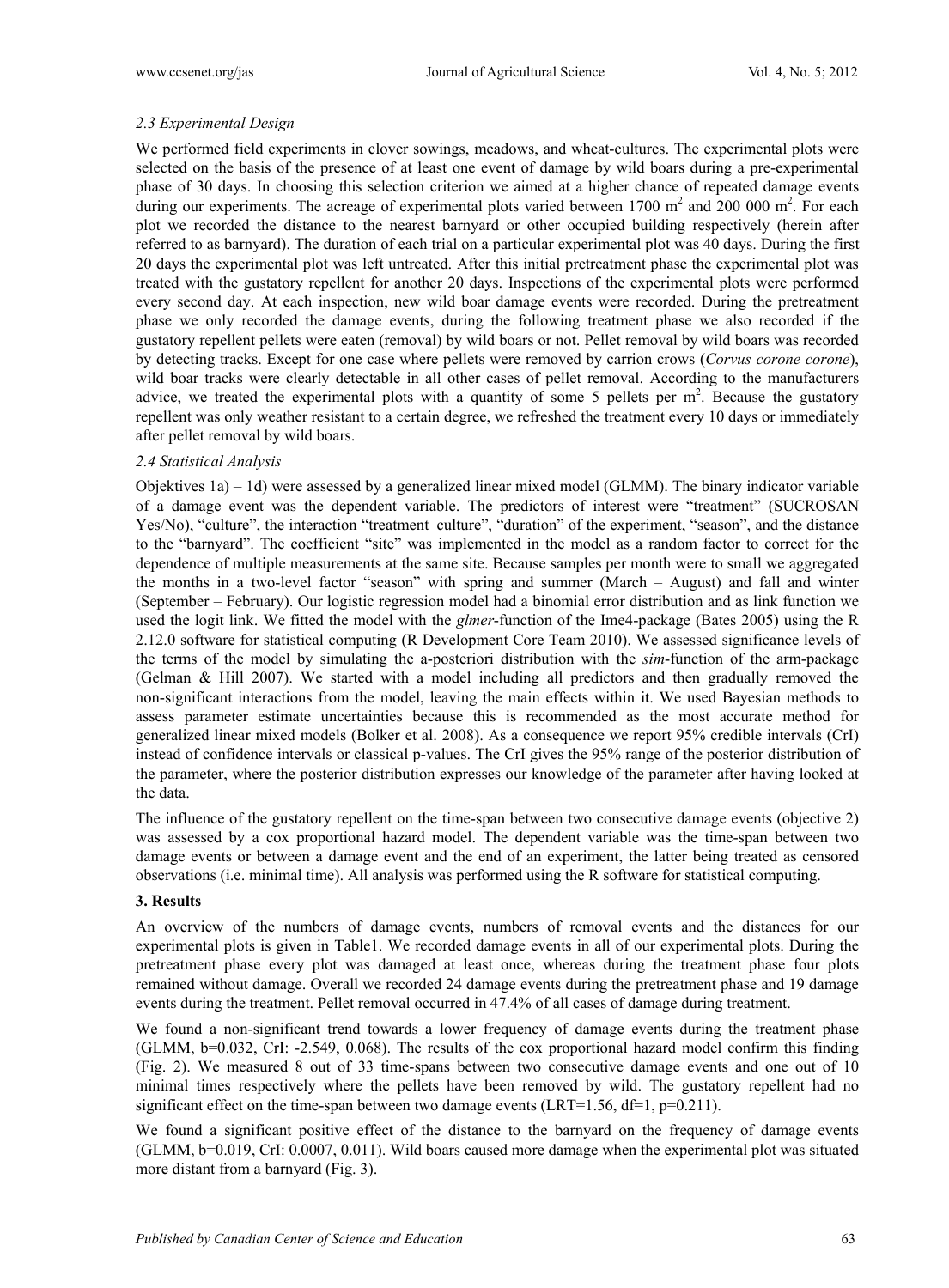### *2.3 Experimental Design*

We performed field experiments in clover sowings, meadows, and wheat-cultures. The experimental plots were selected on the basis of the presence of at least one event of damage by wild boars during a pre-experimental phase of 30 days. In choosing this selection criterion we aimed at a higher chance of repeated damage events during our experiments. The acreage of experimental plots varied between 1700 $m^2$ and 200 000 $m^2$. For each plot we recorded the distance to the nearest barnyard or other occupied building respectively (herein after referred to as barnyard). The duration of each trial on a particular experimental plot was 40 days. During the first 20 days the experimental plot was left untreated. After this initial pretreatment phase the experimental plot was treated with the gustatory repellent for another 20 days. Inspections of the experimental plots were performed every second day. At each inspection, new wild boar damage events were recorded. During the pretreatment phase we only recorded the damage events, during the following treatment phase we also recorded if the gustatory repellent pellets were eaten (removal) by wild boars or not. Pellet removal by wild boars was recorded by detecting tracks. Except for one case where pellets were removed by carrion crows (*Corvus corone corone*), wild boar tracks were clearly detectable in all other cases of pellet removal. According to the manufacturers advice, we treated the experimental plots with a quantity of some 5 pellets per $m^2$. Because the gustatory repellent was only weather resistant to a certain degree, we refreshed the treatment every 10 days or immediately after pellet removal by wild boars.

### *2.4 Statistical Analysis*

Objektives 1a) – 1d) were assessed by a generalized linear mixed model (GLMM). The binary indicator variable of a damage event was the dependent variable. The predictors of interest were "treatment" (SUCROSAN Yes/No), "culture", the interaction "treatment–culture", "duration" of the experiment, "season", and the distance to the "barnyard". The coefficient "site" was implemented in the model as a random factor to correct for the dependence of multiple measurements at the same site. Because samples per month were to small we aggregated the months in a two-level factor "season" with spring and summer (March – August) and fall and winter (September – February). Our logistic regression model had a binomial error distribution and as link function we used the logit link. We fitted the model with the *glmer*-function of the Ime4-package (Bates 2005) using the R 2.12.0 software for statistical computing (R Development Core Team 2010). We assessed significance levels of the terms of the model by simulating the a-posteriori distribution with the *sim*-function of the arm-package (Gelman & Hill 2007). We started with a model including all predictors and then gradually removed the non-significant interactions from the model, leaving the main effects within it. We used Bayesian methods to assess parameter estimate uncertainties because this is recommended as the most accurate method for generalized linear mixed models (Bolker et al. 2008). As a consequence we report 95% credible intervals (CrI) instead of confidence intervals or classical p-values. The CrI gives the 95% range of the posterior distribution of the parameter, where the posterior distribution expresses our knowledge of the parameter after having looked at the data.

The influence of the gustatory repellent on the time-span between two consecutive damage events (objective 2) was assessed by a cox proportional hazard model. The dependent variable was the time-span between two damage events or between a damage event and the end of an experiment, the latter being treated as censored observations (i.e. minimal time). All analysis was performed using the R software for statistical computing.

## **3. Results**

An overview of the numbers of damage events, numbers of removal events and the distances for our experimental plots is given in Table1. We recorded damage events in all of our experimental plots. During the pretreatment phase every plot was damaged at least once, whereas during the treatment phase four plots remained without damage. Overall we recorded 24 damage events during the pretreatment phase and 19 damage events during the treatment. Pellet removal occurred in 47.4% of all cases of damage during treatment.

We found a non-significant trend towards a lower frequency of damage events during the treatment phase (GLMM, b=0.032, CrI: -2.549, 0.068). The results of the cox proportional hazard model confirm this finding (Fig. 2). We measured 8 out of 33 time-spans between two consecutive damage events and one out of 10 minimal times respectively where the pellets have been removed by wild. The gustatory repellent had no significant effect on the time-span between two damage events (LRT=1.56, df=1, p=0.211).

We found a significant positive effect of the distance to the barnyard on the frequency of damage events (GLMM, b=0.019, CrI: 0.0007, 0.011). Wild boars caused more damage when the experimental plot was situated more distant from a barnyard (Fig. 3).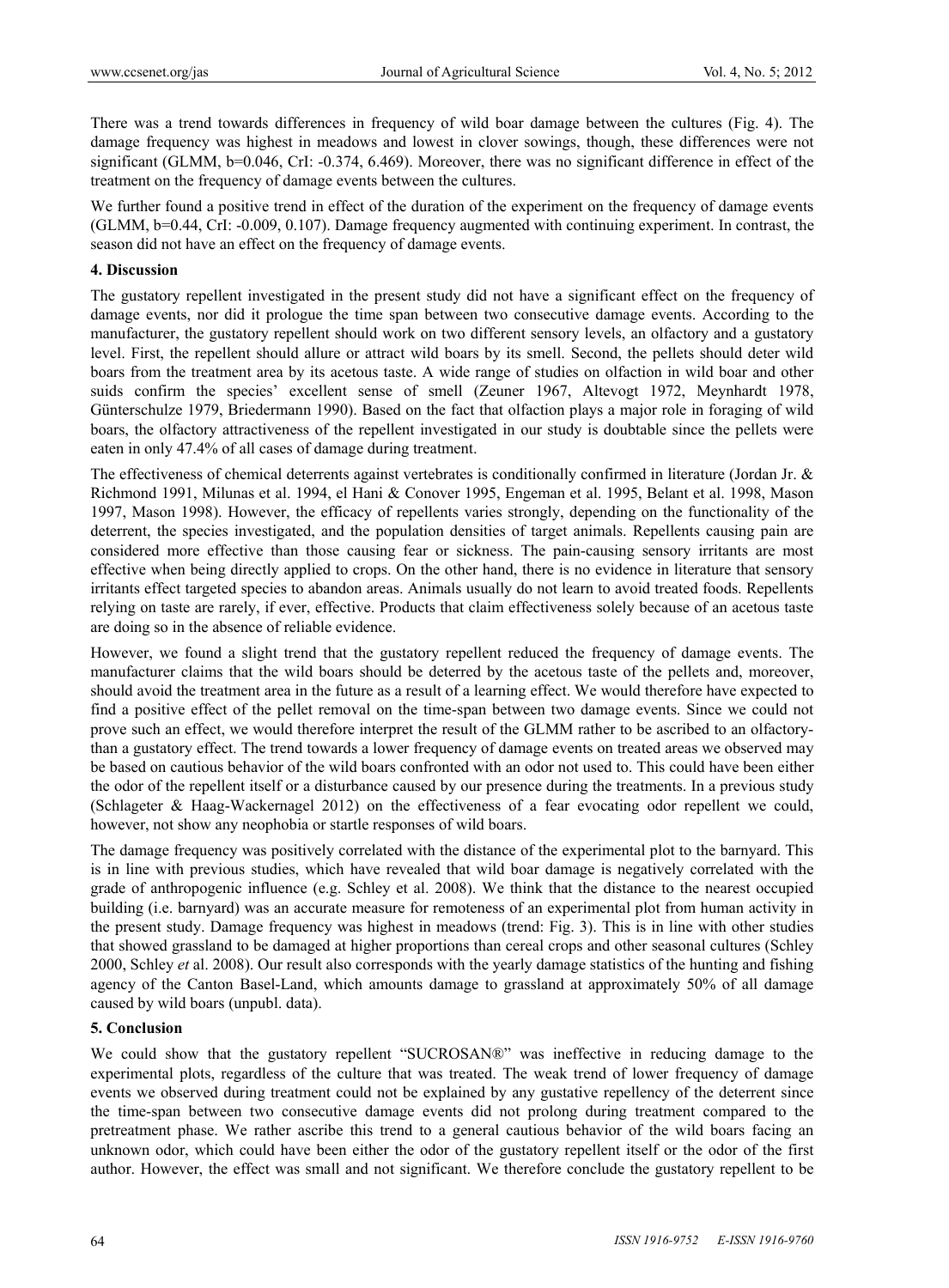There was a trend towards differences in frequency of wild boar damage between the cultures (Fig. 4). The damage frequency was highest in meadows and lowest in clover sowings, though, these differences were not significant (GLMM, b=0.046, CrI: -0.374, 6.469). Moreover, there was no significant difference in effect of the treatment on the frequency of damage events between the cultures.

We further found a positive trend in effect of the duration of the experiment on the frequency of damage events (GLMM, b=0.44, CrI: -0.009, 0.107). Damage frequency augmented with continuing experiment. In contrast, the season did not have an effect on the frequency of damage events.

## 4. Discussion

The gustatory repellent investigated in the present study did not have a significant effect on the frequency of damage events, nor did it prologue the time span between two consecutive damage events. According to the manufacturer, the gustatory repellent should work on two different sensory levels, an olfactory and a gustatory level. First, the repellent should allure or attract wild boars by its smell. Second, the pellets should deter wild boars from the treatment area by its acetous taste. A wide range of studies on olfaction in wild boar and other suids confirm the species' excellent sense of smell (Zeuner 1967, Altevogt 1972, Meynhardt 1978, Günterschulze 1979, Briedermann 1990). Based on the fact that olfaction plays a major role in foraging of wild boars, the olfactory attractiveness of the repellent investigated in our study is doubtable since the pellets were eaten in only 47.4% of all cases of damage during treatment.

The effectiveness of chemical deterrents against vertebrates is conditionally confirmed in literature (Jordan Jr. & Richmond 1991, Milunas et al. 1994, el Hani & Conover 1995, Engeman et al. 1995, Belant et al. 1998, Mason 1997, Mason 1998). However, the efficacy of repellents varies strongly, depending on the functionality of the deterrent, the species investigated, and the population densities of target animals. Repellents causing pain are considered more effective than those causing fear or sickness. The pain-causing sensory irritants are most effective when being directly applied to crops. On the other hand, there is no evidence in literature that sensory irritants effect targeted species to abandon areas. Animals usually do not learn to avoid treated foods. Repellents relying on taste are rarely, if ever, effective. Products that claim effectiveness solely because of an acetous taste are doing so in the absence of reliable evidence.

However, we found a slight trend that the gustatory repellent reduced the frequency of damage events. The manufacturer claims that the wild boars should be deterred by the acetous taste of the pellets and, moreover, should avoid the treatment area in the future as a result of a learning effect. We would therefore have expected to find a positive effect of the pellet removal on the time-span between two damage events. Since we could not prove such an effect, we would therefore interpret the result of the GLMM rather to be ascribed to an olfactory- than a gustatory effect. The trend towards a lower frequency of damage events on treated areas we observed may be based on cautious behavior of the wild boars confronted with an odor not used to. This could have been either the odor of the repellent itself or a disturbance caused by our presence during the treatments. In a previous study (Schlageter & Haag-Wackernagel 2012) on the effectiveness of a fear evocating odor repellent we could, however, not show any neophobia or startle responses of wild boars.

The damage frequency was positively correlated with the distance of the experimental plot to the barnyard. This is in line with previous studies, which have revealed that wild boar damage is negatively correlated with the grade of anthropogenic influence (e.g. Schley et al. 2008). We think that the distance to the nearest occupied building (i.e. barnyard) was an accurate measure for remoteness of an experimental plot from human activity in the present study. Damage frequency was highest in meadows (trend: Fig. 3). This is in line with other studies that showed grassland to be damaged at higher proportions than cereal crops and other seasonal cultures (Schley 2000, Schley *et* al. 2008). Our result also corresponds with the yearly damage statistics of the hunting and fishing agency of the Canton Basel-Land, which amounts damage to grassland at approximately 50% of all damage caused by wild boars (unpubl. data).

## 5. Conclusion

We could show that the gustatory repellent "SUCROSAN®" was ineffective in reducing damage to the experimental plots, regardless of the culture that was treated. The weak trend of lower frequency of damage events we observed during treatment could not be explained by any gustative repellency of the deterrent since the time-span between two consecutive damage events did not prolong during treatment compared to the pretreatment phase. We rather ascribe this trend to a general cautious behavior of the wild boars facing an unknown odor, which could have been either the odor of the gustatory repellent itself or the odor of the first author. However, the effect was small and not significant. We therefore conclude the gustatory repellent to be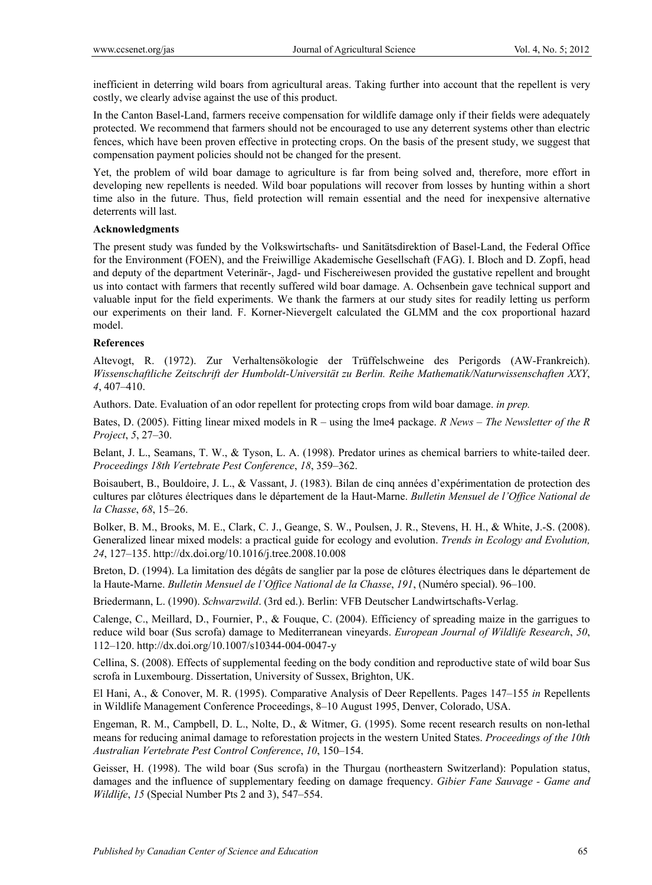inefficient in deterring wild boars from agricultural areas. Taking further into account that the repellent is very costly, we clearly advise against the use of this product.

In the Canton Basel-Land, farmers receive compensation for wildlife damage only if their fields were adequately protected. We recommend that farmers should not be encouraged to use any deterrent systems other than electric fences, which have been proven effective in protecting crops. On the basis of the present study, we suggest that compensation payment policies should not be changed for the present.

Yet, the problem of wild boar damage to agriculture is far from being solved and, therefore, more effort in developing new repellents is needed. Wild boar populations will recover from losses by hunting within a short time also in the future. Thus, field protection will remain essential and the need for inexpensive alternative deterrents will last.

### Acknowledgments

The present study was funded by the Volkswirtschafts- und Sanitätsdirektion of Basel-Land, the Federal Office for the Environment (FOEN), and the Freiwillige Akademische Gesellschaft (FAG). I. Bloch and D. Zopfi, head and deputy of the department Veterinär-, Jagd- und Fischereiwesen provided the gustative repellent and brought us into contact with farmers that recently suffered wild boar damage. A. Ochsenbein gave technical support and valuable input for the field experiments. We thank the farmers at our study sites for readily letting us perform our experiments on their land. F. Korner-Nievergelt calculated the GLMM and the cox proportional hazard model.

### References

Altevogt, R. (1972). Zur Verhaltensökologie der Trüffelschweine des Perigords (AW-Frankreich). *Wissenschaftliche Zeitschrift der Humboldt-Universität zu Berlin. Reihe Mathematik/Naturwissenschaften XXY*, *4*, 407–410.

Authors. Date. Evaluation of an odor repellent for protecting crops from wild boar damage. *in prep.*

Bates, D. (2005). Fitting linear mixed models in R – using the lme4 package. *R News – The Newsletter of the R Project*, *5*, 27–30.

Belant, J. L., Seamans, T. W., & Tyson, L. A. (1998). Predator urines as chemical barriers to white-tailed deer. *Proceedings 18th Vertebrate Pest Conference*, *18*, 359–362.

Boisaubert, B., Bouldoire, J. L., & Vassant, J. (1983). Bilan de cinq années d'expérimentation de protection des cultures par clôtures électriques dans le département de la Haut-Marne. *Bulletin Mensuel de l'Office National de la Chasse*, *68*, 15–26.

Bolker, B. M., Brooks, M. E., Clark, C. J., Geange, S. W., Poulsen, J. R., Stevens, H. H., & White, J.-S. (2008). Generalized linear mixed models: a practical guide for ecology and evolution. *Trends in Ecology and Evolution, 24*, 127–135. http://dx.doi.org/10.1016/j.tree.2008.10.008

Breton, D. (1994). La limitation des dégâts de sanglier par la pose de clôtures électriques dans le département de la Haute-Marne. *Bulletin Mensuel de l'Office National de la Chasse*, *191*, (Numéro special). 96–100.

Briedermann, L. (1990). *Schwarzwild*. (3rd ed.). Berlin: VFB Deutscher Landwirtschafts-Verlag.

Calenge, C., Meillard, D., Fournier, P., & Fouque, C. (2004). Efficiency of spreading maize in the garrigues to reduce wild boar (Sus scrofa) damage to Mediterranean vineyards. *European Journal of Wildlife Research*, *50*, 112–120. http://dx.doi.org/10.1007/s10344-004-0047-y

Cellina, S. (2008). Effects of supplemental feeding on the body condition and reproductive state of wild boar Sus scrofa in Luxembourg. Dissertation, University of Sussex, Brighton, UK.

El Hani, A., & Conover, M. R. (1995). Comparative Analysis of Deer Repellents. Pages 147–155 *in* Repellents in Wildlife Management Conference Proceedings, 8–10 August 1995, Denver, Colorado, USA.

Engeman, R. M., Campbell, D. L., Nolte, D., & Witmer, G. (1995). Some recent research results on non-lethal means for reducing animal damage to reforestation projects in the western United States. *Proceedings of the 10th Australian Vertebrate Pest Control Conference*, *10*, 150–154.

Geisser, H. (1998). The wild boar (Sus scrofa) in the Thurgau (northeastern Switzerland): Population status, damages and the influence of supplementary feeding on damage frequency. *Gibier Fane Sauvage - Game and Wildlife*, *15* (Special Number Pts 2 and 3), 547–554.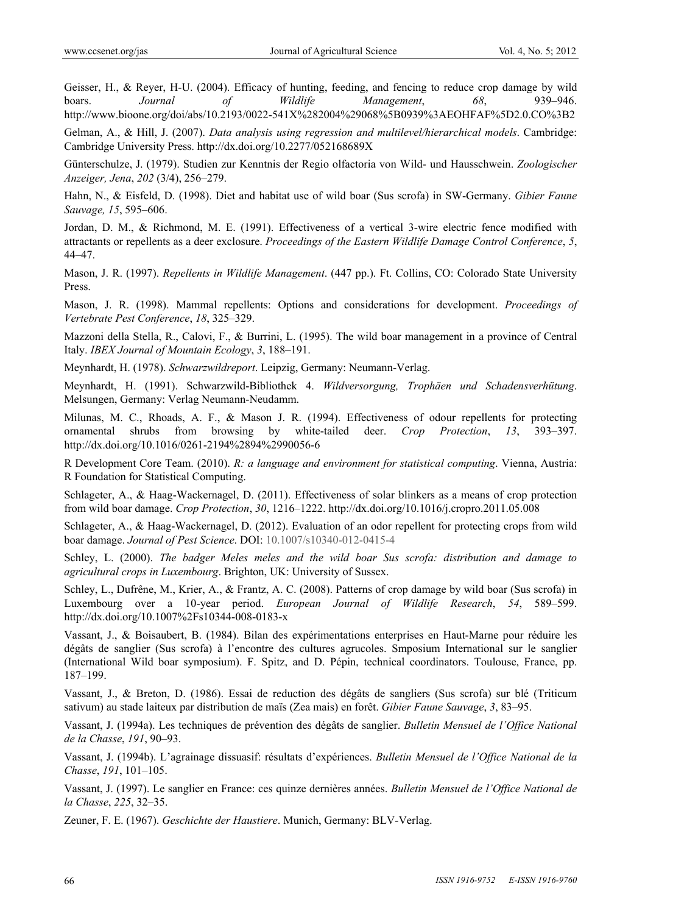Geisser, H., & Reyer, H-U. (2004). Efficacy of hunting, feeding, and fencing to reduce crop damage by wild boars. *Journal of Wildlife Management*, *68*, 939–946. http://www.bioone.org/doi/abs/10.2193/0022-541X%282004%29068%5B0939%3AEOHFAF%5D2.0.CO%3B2

Gelman, A., & Hill, J. (2007). *Data analysis using regression and multilevel/hierarchical models*. Cambridge: Cambridge University Press. http://dx.doi.org/10.2277/052168689X

Günterschulze, J. (1979). Studien zur Kenntnis der Regio olfactoria von Wild- und Hausschwein. *Zoologischer Anzeiger, Jena*, *202* (3/4), 256–279.

Hahn, N., & Eisfeld, D. (1998). Diet and habitat use of wild boar (Sus scrofa) in SW-Germany. *Gibier Faune Sauvage, 15*, 595–606.

Jordan, D. M., & Richmond, M. E. (1991). Effectiveness of a vertical 3-wire electric fence modified with attractants or repellents as a deer exclosure. *Proceedings of the Eastern Wildlife Damage Control Conference*, *5*, 44–47.

Mason, J. R. (1997). *Repellents in Wildlife Management*. (447 pp.). Ft. Collins, CO: Colorado State University Press.

Mason, J. R. (1998). Mammal repellents: Options and considerations for development. *Proceedings of Vertebrate Pest Conference*, *18*, 325–329.

Mazzoni della Stella, R., Calovi, F., & Burrini, L. (1995). The wild boar management in a province of Central Italy. *IBEX Journal of Mountain Ecology*, *3*, 188–191.

Meynhardt, H. (1978). *Schwarzwildreport*. Leipzig, Germany: Neumann-Verlag.

Meynhardt, H. (1991). Schwarzwild-Bibliothek 4. *Wildversorgung, Trophäen und Schadensverhütung*. Melsungen, Germany: Verlag Neumann-Neudamm.

Milunas, M. C., Rhoads, A. F., & Mason J. R. (1994). Effectiveness of odour repellents for protecting ornamental shrubs from browsing by white-tailed deer. *Crop Protection*, *13*, 393–397. http://dx.doi.org/10.1016/0261-2194%2894%2990056-6

R Development Core Team. (2010). *R: a language and environment for statistical computing*. Vienna, Austria: R Foundation for Statistical Computing.

Schlageter, A., & Haag-Wackernagel, D. (2011). Effectiveness of solar blinkers as a means of crop protection from wild boar damage. *Crop Protection*, *30*, 1216–1222. http://dx.doi.org/10.1016/j.cropro.2011.05.008

Schlageter, A., & Haag-Wackernagel, D. (2012). Evaluation of an odor repellent for protecting crops from wild boar damage. *Journal of Pest Science*. DOI: 10.1007/s10340-012-0415-4

Schley, L. (2000). *The badger Meles meles and the wild boar Sus scrofa: distribution and damage to agricultural crops in Luxembourg*. Brighton, UK: University of Sussex.

Schley, L., Dufrêne, M., Krier, A., & Frantz, A. C. (2008). Patterns of crop damage by wild boar (Sus scrofa) in Luxembourg over a 10-year period. *European Journal of Wildlife Research*, *54*, 589–599. http://dx.doi.org/10.1007%2Fs10344-008-0183-x

Vassant, J., & Boisaubert, B. (1984). Bilan des expérimentations enterprises en Haut-Marne pour réduire les dégâts de sanglier (Sus scrofa) à l'encontre des cultures agrucoles. Smposium International sur le sanglier (International Wild boar symposium). F. Spitz, and D. Pépin, technical coordinators. Toulouse, France, pp. 187–199.

Vassant, J., & Breton, D. (1986). Essai de reduction des dégâts de sangliers (Sus scrofa) sur blé (Triticum sativum) au stade laiteux par distribution de maïs (Zea mais) en forêt. *Gibier Faune Sauvage*, *3*, 83–95.

Vassant, J. (1994a). Les techniques de prévention des dégâts de sanglier. *Bulletin Mensuel de l'Office National de la Chasse*, *191*, 90–93.

Vassant, J. (1994b). L'agrainage dissuasif: résultats d'expériences. *Bulletin Mensuel de l'Office National de la Chasse*, *191*, 101–105.

Vassant, J. (1997). Le sanglier en France: ces quinze dernières années. *Bulletin Mensuel de l'Office National de la Chasse*, *225*, 32–35.

Zeuner, F. E. (1967). *Geschichte der Haustiere*. Munich, Germany: BLV-Verlag.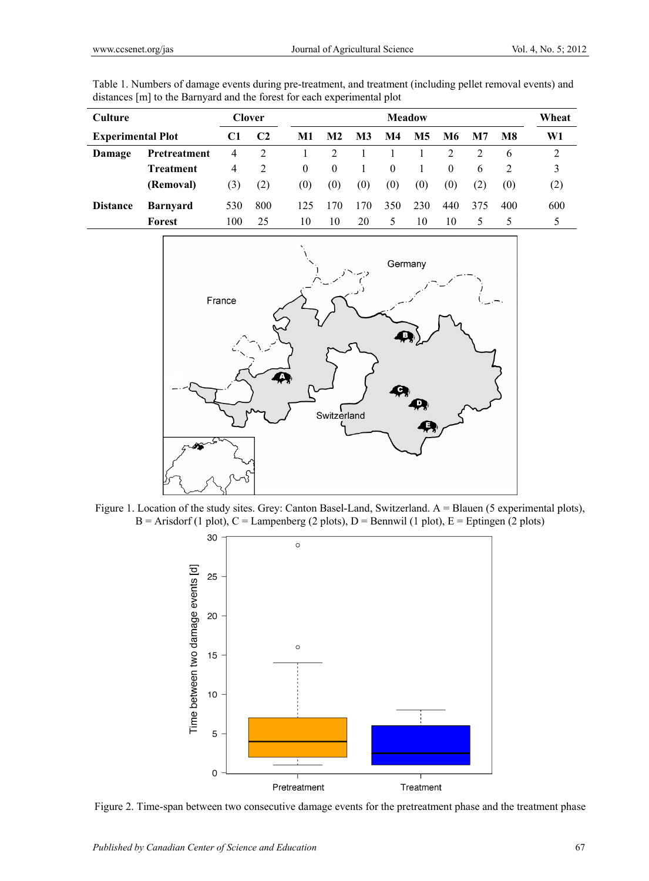Table 1. Numbers of damage events during pre-treatment, and treatment (including pellet removal events) and distances [m] to the Barnyard and the forest for each experimental plot

| Culture | | Clover | | Meadow | | | | | | | | Wheat |
|---|---|---|---|---|---|---|---|---|---|---|---|---|
| **Experimental Plot** | | **C1** | **C2** | **M1** | **M2** | **M3** | **M4** | **M5** | **M6** | **M7** | **M8** | **W1** |
| **Damage** | **Pretreatment** | 4 | 2 | 1 | 2 | 1 | 1 | 1 | 2 | 2 | 6 | 2 |
| | **Treatment** | 4 | 2 | 0 | 0 | 1 | 0 | 1 | 0 | 6 | 2 | 3 |
| | **(Removal)** | (3) | (2) | (0) | (0) | (0) | (0) | (0) | (0) | (2) | (0) | (2) |
| **Distance** | **Barnyard** | 530 | 800 | 125 | 170 | 170 | 350 | 230 | 440 | 375 | 400 | 600 |
| | **Forest** | 100 | 25 | 10 | 10 | 20 | 5 | 10 | 10 | 5 | 5 | 5 |

Figure 1. Location of the study sites. Grey: Canton Basel-Land, Switzerland. A = Blauen (5 experimental plots), B = Arisdorf (1 plot), C = Lampenberg (2 plots), D = Bennwil (1 plot), E = Eptingen (2 plots)

Figure 2. Time-span between two consecutive damage events for the pretreatment phase and the treatment phase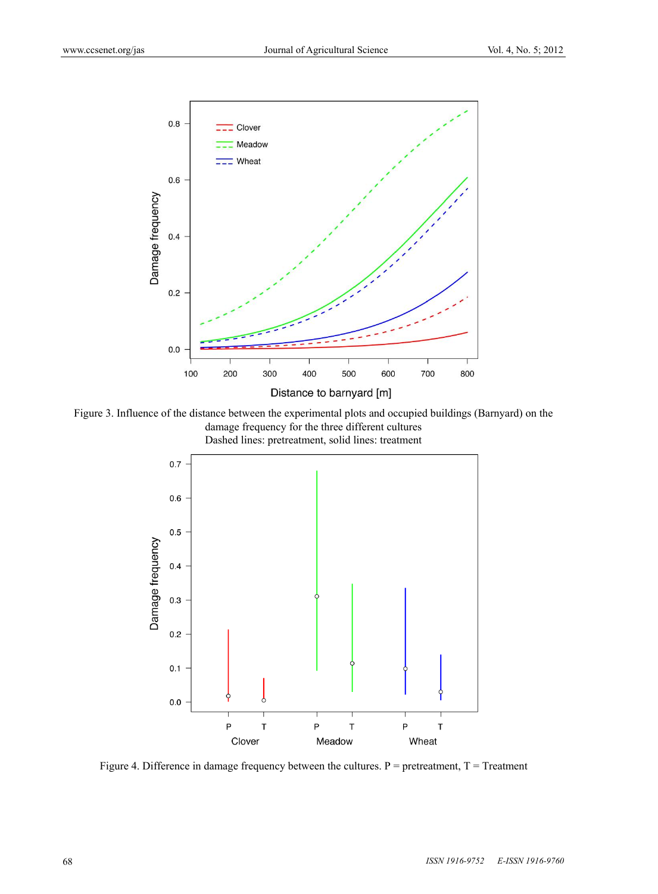0.8

0.6

0.4

0.2

0.0

Damage frequency

Clover

Meadow

Wheat

100 200 300 400 500 600 700 800

Distance to barnyard [m]

Figure 3. Influence of the distance between the experimental plots and occupied buildings (Barnyard) on the damage frequency for the three different cultures

Dashed lines: pretreatment, solid lines: treatment

0.7

0.6

0.5

0.4

0.3

0.2

0.1

0.0

Damage frequency

P T P T P T

Clover Meadow Wheat

Figure 4. Difference in damage frequency between the cultures. P = pretreatment, T = Treatment